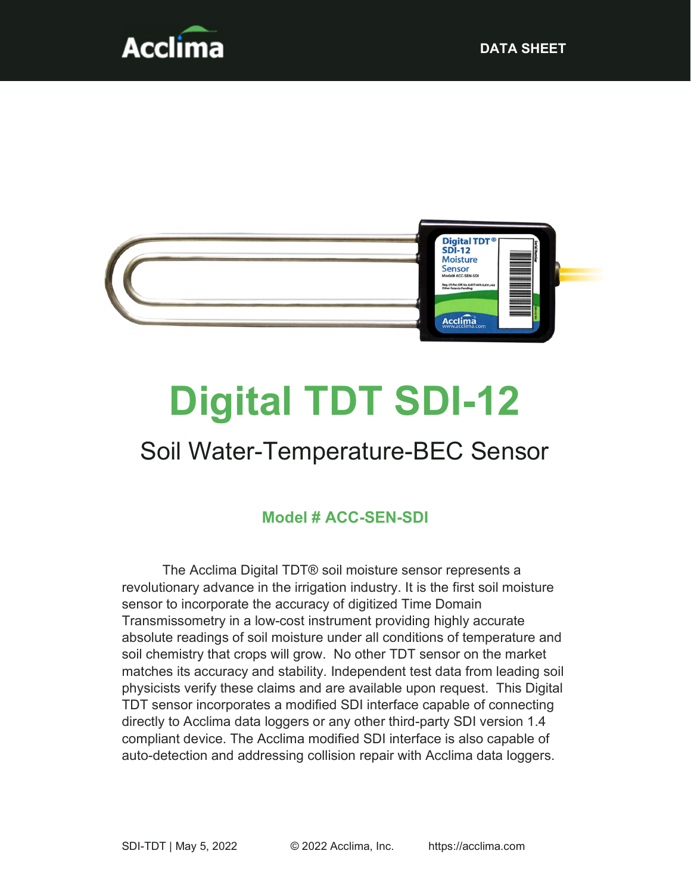# Digital TDT SDI-12

## Soil Water-Temperature-BEC Sensor

### Model # ACC-SEN-SDI

The Acclima Digital TDT® soil moisture sensor represents a revolutionary advance in the irrigation industry. It is the first soil moisture sensor to incorporate the accuracy of digitized Time Domain Transmissometry in a low-cost instrument providing highly accurate absolute readings of soil moisture under all conditions of temperature and soil chemistry that crops will grow. No other TDT sensor on the market matches its accuracy and stability. Independent test data from leading soil physicists verify these claims and are available upon request. This Digital TDT sensor incorporates a modified SDI interface capable of connecting directly to Acclima data loggers or any other third-party SDI version 1.4 compliant device. The Acclima modified SDI interface is also capable of auto-detection and addressing collision repair with Acclima data loggers.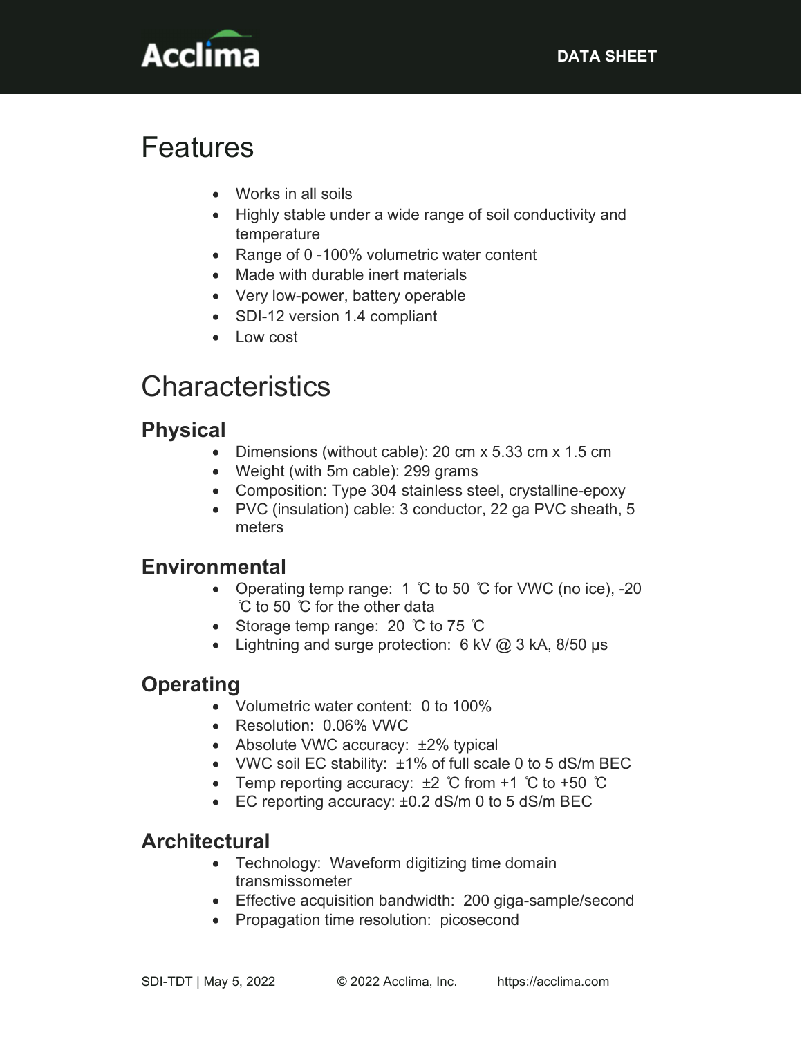# Features

- Works in all soils
- Highly stable under a wide range of soil conductivity and temperature
- Range of 0 -100% volumetric water content
- Made with durable inert materials
- Very low-power, battery operable
- SDI-12 version 1.4 compliant
- Low cost

# Characteristics

## Physical

- Dimensions (without cable): 20 cm x 5.33 cm x 1.5 cm
- Weight (with 5m cable): 299 grams
- Composition: Type 304 stainless steel, crystalline-epoxy
- PVC (insulation) cable: 3 conductor, 22 ga PVC sheath, 5 meters

## Environmental

- Operating temp range: 1 ℃ to 50 ℃ for VWC (no ice), -20 ℃ to 50 ℃ for the other data
- Storage temp range: 20 ℃ to 75 ℃
- Lightning and surge protection: 6 kV @ 3 kA, 8/50 µs

## Operating

- Volumetric water content: 0 to 100%
- Resolution: 0.06% VWC
- Absolute VWC accuracy: ±2% typical
- VWC soil EC stability: ±1% of full scale 0 to 5 dS/m BEC
- Temp reporting accuracy: ±2 ℃ from +1 ℃ to +50 ℃
- EC reporting accuracy: ±0.2 dS/m 0 to 5 dS/m BEC

## Architectural

- Technology: Waveform digitizing time domain transmissometer
- Effective acquisition bandwidth: 200 giga-sample/second
- Propagation time resolution: picosecond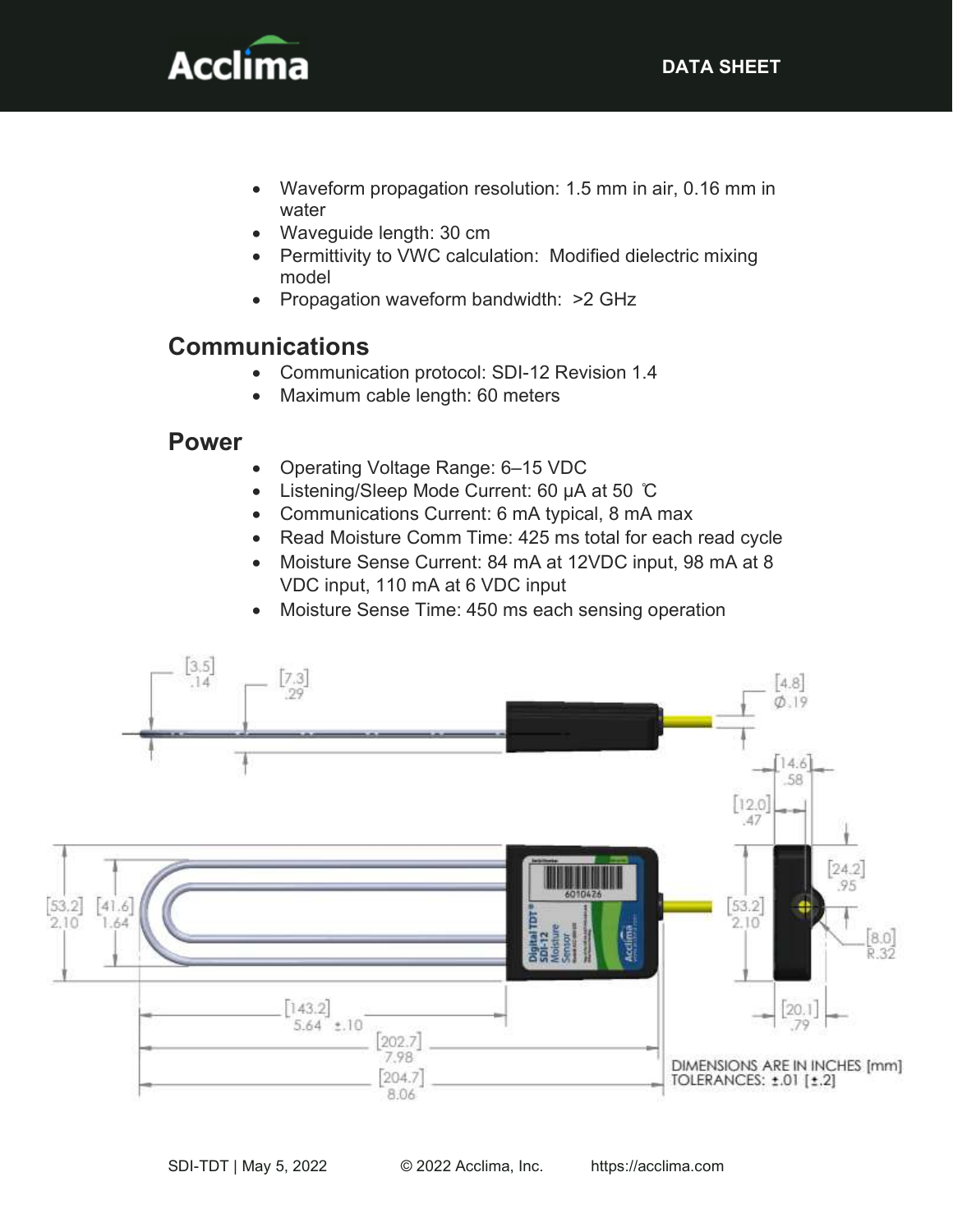- Waveform propagation resolution: 1.5 mm in air, 0.16 mm in water
- Waveguide length: 30 cm
- Permittivity to VWC calculation: Modified dielectric mixing model
- Propagation waveform bandwidth: >2 GHz

## Communications

- Communication protocol: SDI-12 Revision 1.4
- Maximum cable length: 60 meters

## Power

- Operating Voltage Range: 6–15 VDC
- Listening/Sleep Mode Current: 60 µA at 50 ℃
- Communications Current: 6 mA typical, 8 mA max
- Read Moisture Comm Time: 425 ms total for each read cycle
- Moisture Sense Current: 84 mA at 12VDC input, 98 mA at 8 VDC input, 110 mA at 6 VDC input
- Moisture Sense Time: 450 ms each sensing operation

DIMENSIONS ARE IN INCHES [mm]
TOLERANCES: ±.01 [±.2]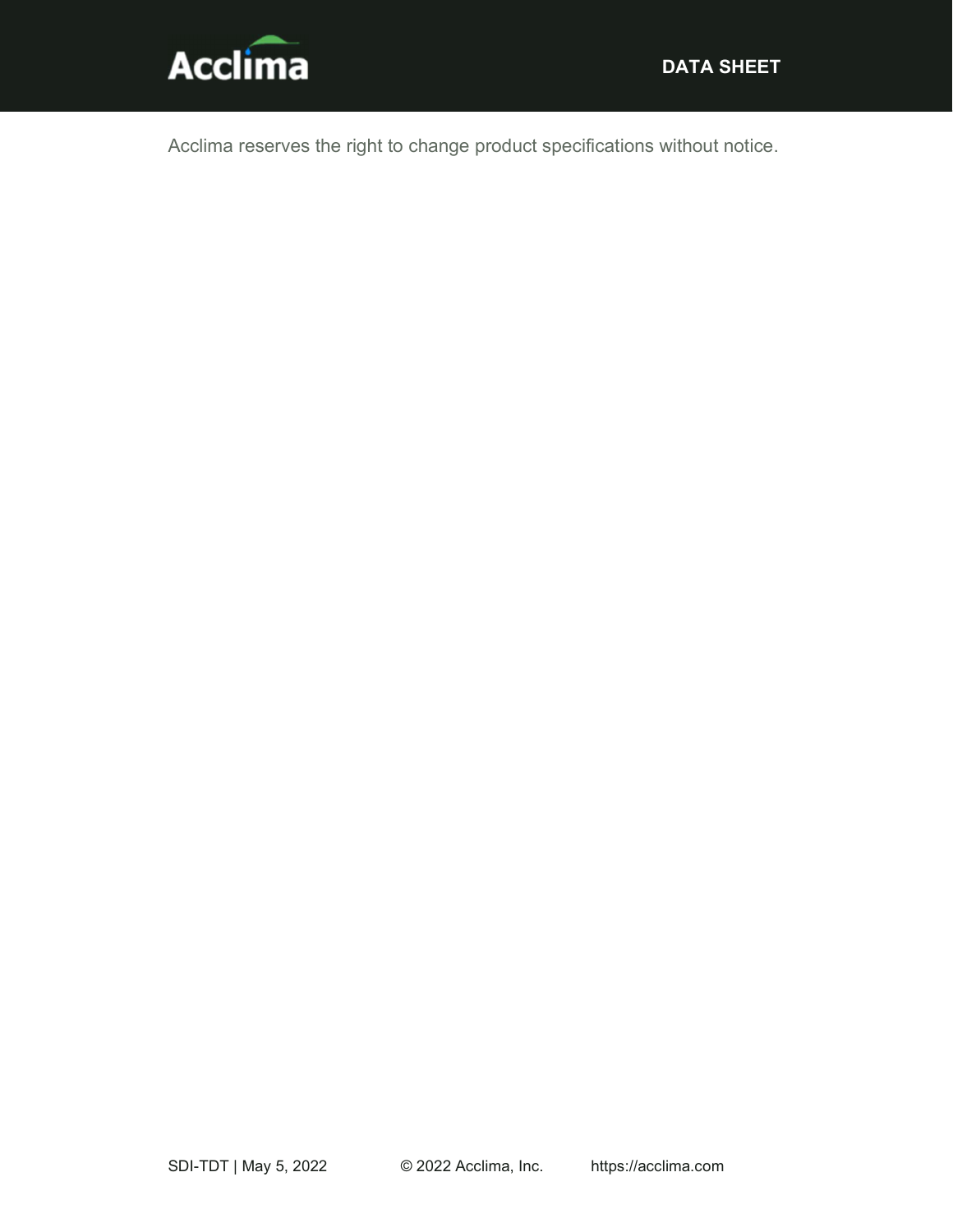Acclima reserves the right to change product specifications without notice.